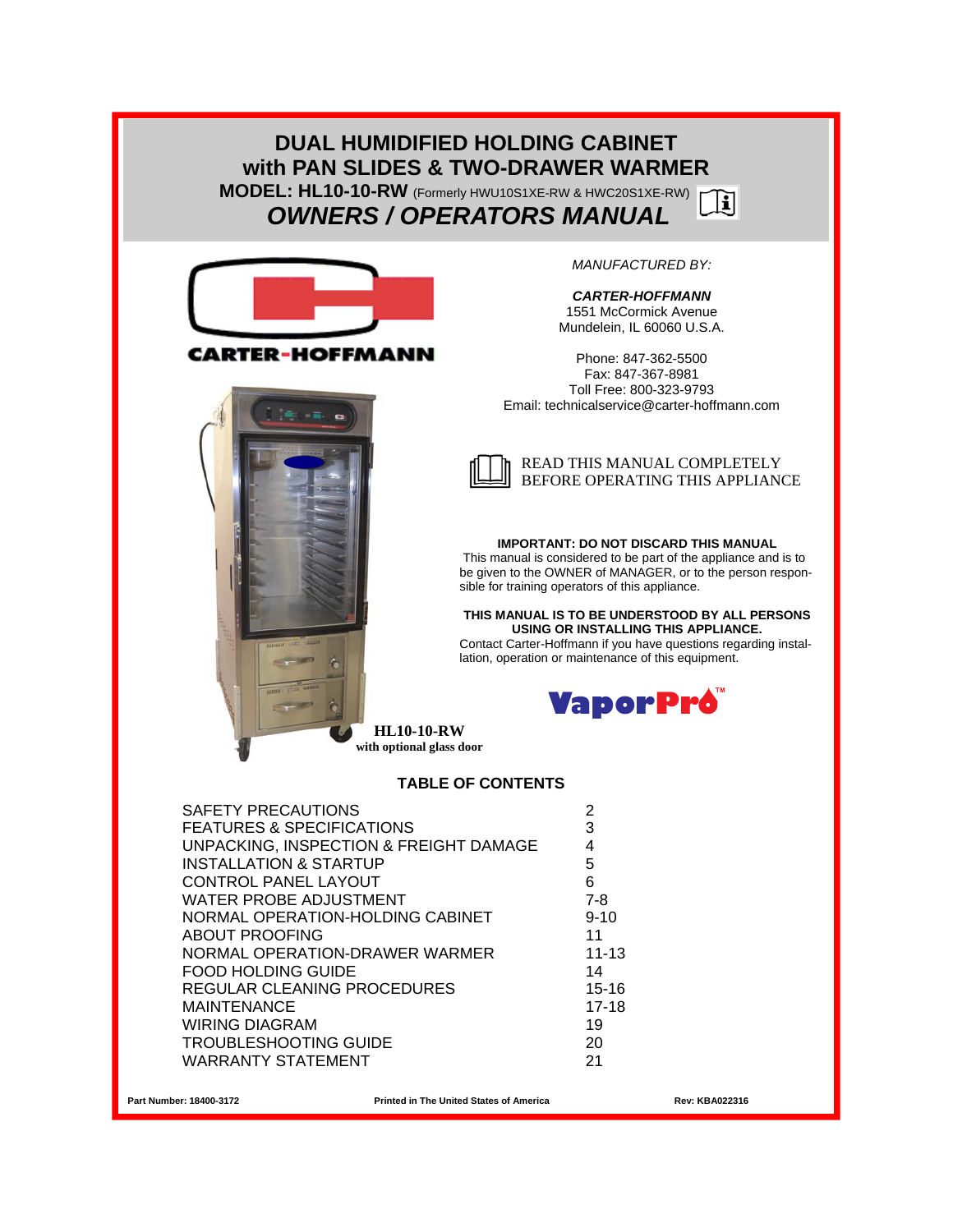# DUAL HUMIDIFIED HOLDING CABINET with PAN SLIDES & TWO-DRAWER WARMER

**MODEL: HL10-10-RW** (Formerly HWU10S1XE-RW & HWC20S1XE-RW)

## *OWNERS / OPERATORS MANUAL*

CARTER-HOFFMANN

*MANUFACTURED BY:*

***CARTER-HOFFMANN***
1551 McCormick Avenue
Mundelein, IL 60060 U.S.A.

Phone: 847-362-5500
Fax: 847-367-8981
Toll Free: 800-323-9793
Email: technicalservice@carter-hoffmann.com

READ THIS MANUAL COMPLETELY BEFORE OPERATING THIS APPLIANCE

**IMPORTANT: DO NOT DISCARD THIS MANUAL**
This manual is considered to be part of the appliance and is to be given to the OWNER of MANAGER, or to the person responsible for training operators of this appliance.

**THIS MANUAL IS TO BE UNDERSTOOD BY ALL PERSONS USING OR INSTALLING THIS APPLIANCE.**
Contact Carter-Hoffmann if you have questions regarding installation, operation or maintenance of this equipment.

VaporPro™

**HL10-10-RW**
**with optional glass door**

### TABLE OF CONTENTS

| | |
|---|---|
| SAFETY PRECAUTIONS | 2 |
| FEATURES & SPECIFICATIONS | 3 |
| UNPACKING, INSPECTION & FREIGHT DAMAGE | 4 |
| INSTALLATION & STARTUP | 5 |
| CONTROL PANEL LAYOUT | 6 |
| WATER PROBE ADJUSTMENT | 7-8 |
| NORMAL OPERATION-HOLDING CABINET | 9-10 |
| ABOUT PROOFING | 11 |
| NORMAL OPERATION-DRAWER WARMER | 11-13 |
| FOOD HOLDING GUIDE | 14 |
| REGULAR CLEANING PROCEDURES | 15-16 |
| MAINTENANCE | 17-18 |
| WIRING DIAGRAM | 19 |
| TROUBLESHOOTING GUIDE | 20 |
| WARRANTY STATEMENT | 21 |

**Part Number: 18400-3172** **Printed in The United States of America** **Rev: KBA022316**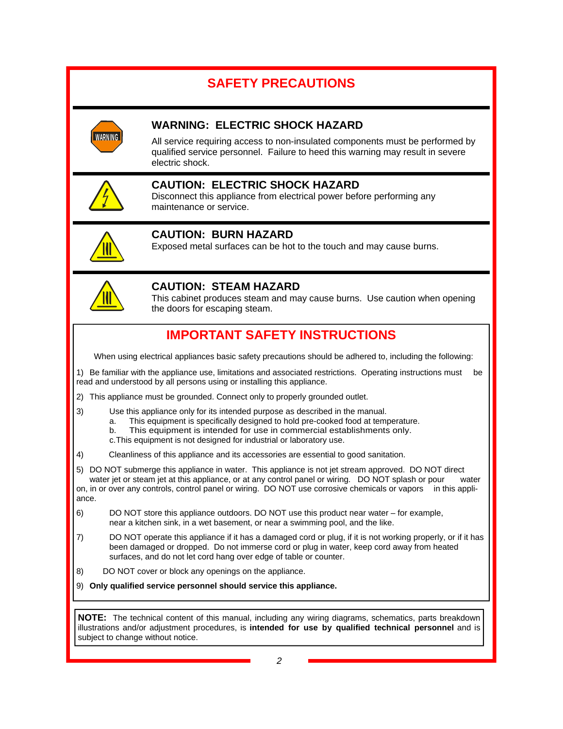# SAFETY PRECAUTIONS

### WARNING: ELECTRIC SHOCK HAZARD

All service requiring access to non-insulated components must be performed by qualified service personnel. Failure to heed this warning may result in severe electric shock.

### CAUTION: ELECTRIC SHOCK HAZARD

Disconnect this appliance from electrical power before performing any maintenance or service.

### CAUTION: BURN HAZARD

Exposed metal surfaces can be hot to the touch and may cause burns.

### CAUTION: STEAM HAZARD

This cabinet produces steam and may cause burns. Use caution when opening the doors for escaping steam.

## IMPORTANT SAFETY INSTRUCTIONS

When using electrical appliances basic safety precautions should be adhered to, including the following:

1) Be familiar with the appliance use, limitations and associated restrictions. Operating instructions must be read and understood by all persons using or installing this appliance.

2) This appliance must be grounded. Connect only to properly grounded outlet.

3) Use this appliance only for its intended purpose as described in the manual.
   a. This equipment is specifically designed to hold pre-cooked food at temperature.
   b. This equipment is intended for use in commercial establishments only.
   c. This equipment is not designed for industrial or laboratory use.

4) Cleanliness of this appliance and its accessories are essential to good sanitation.

5) DO NOT submerge this appliance in water. This appliance is not jet stream approved. DO NOT direct water jet or steam jet at this appliance, or at any control panel or wiring. DO NOT splash or pour water on, in or over any controls, control panel or wiring. DO NOT use corrosive chemicals or vapors in this appliance.

6) DO NOT store this appliance outdoors. DO NOT use this product near water – for example, near a kitchen sink, in a wet basement, or near a swimming pool, and the like.

7) DO NOT operate this appliance if it has a damaged cord or plug, if it is not working properly, or if it has been damaged or dropped. Do not immerse cord or plug in water, keep cord away from heated surfaces, and do not let cord hang over edge of table or counter.

8) DO NOT cover or block any openings on the appliance.

9) **Only qualified service personnel should service this appliance.**

**NOTE:** The technical content of this manual, including any wiring diagrams, schematics, parts breakdown illustrations and/or adjustment procedures, is **intended for use by qualified technical personnel** and is subject to change without notice.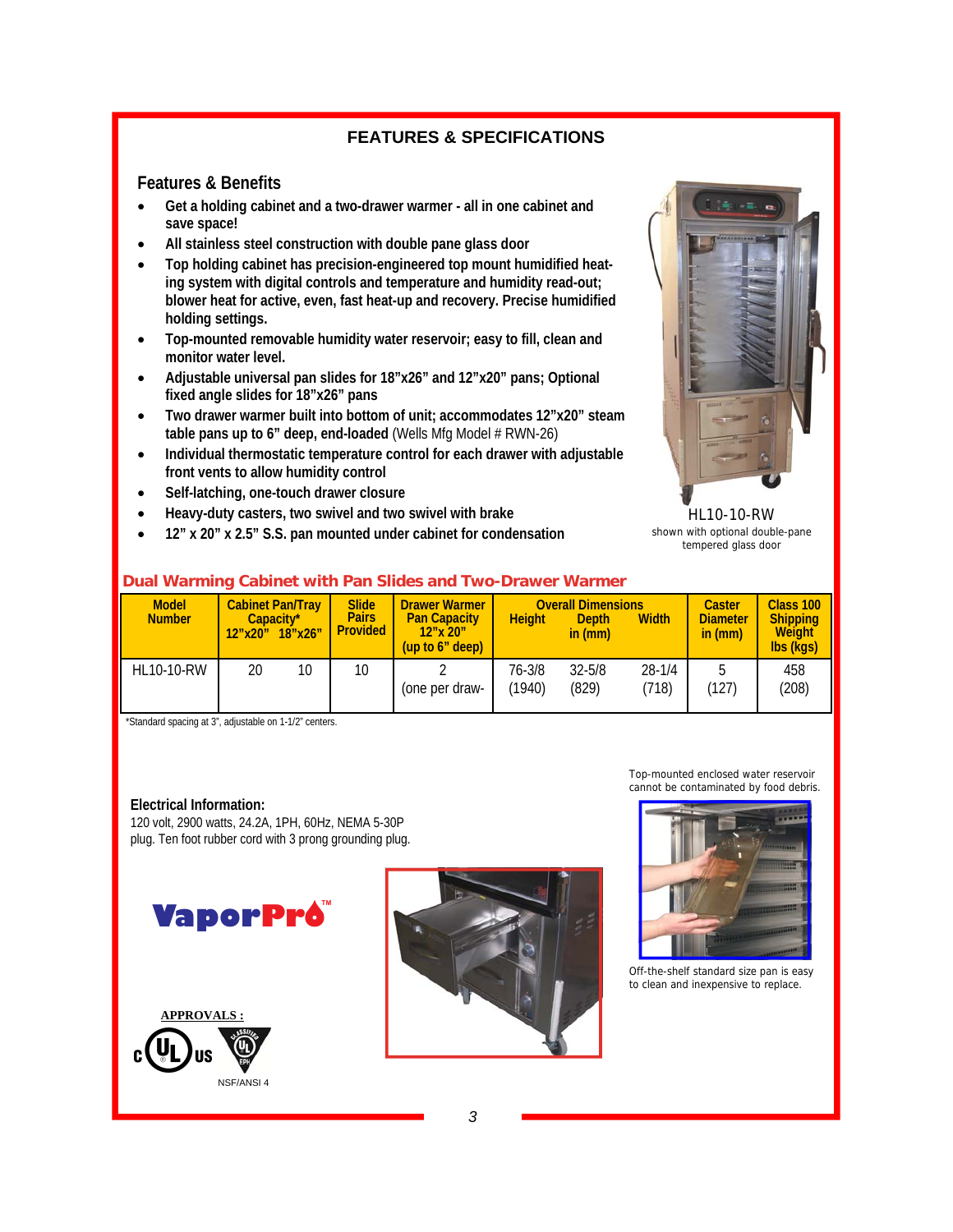# FEATURES & SPECIFICATIONS

## Features & Benefits

- **Get a holding cabinet and a two-drawer warmer - all in one cabinet and save space!**
- **All stainless steel construction with double pane glass door**
- **Top holding cabinet has precision-engineered top mount humidified heating system with digital controls and temperature and humidity read-out; blower heat for active, even, fast heat-up and recovery. Precise humidified holding settings.**
- **Top-mounted removable humidity water reservoir; easy to fill, clean and monitor water level.**
- **Adjustable universal pan slides for 18"x26" and 12"x20" pans; Optional fixed angle slides for 18"x26" pans**
- **Two drawer warmer built into bottom of unit; accommodates 12"x20" steam table pans up to 6" deep, end-loaded** (Wells Mfg Model # RWN-26)
- **Individual thermostatic temperature control for each drawer with adjustable front vents to allow humidity control**
- **Self-latching, one-touch drawer closure**
- **Heavy-duty casters, two swivel and two swivel with brake**
- **12" x 20" x 2.5" S.S. pan mounted under cabinet for condensation**

HL10-10-RW
shown with optional double-pane tempered glass door

## Dual Warming Cabinet with Pan Slides and Two-Drawer Warmer

| Model Number | Cabinet Pan/Tray Capacity* 12"x20" | 18"x26" | Slide Pairs Provided | Drawer Warmer Pan Capacity 12"x 20" (up to 6" deep) | Overall Dimensions in (mm) Height | Depth | Width | Caster Diameter in (mm) | Class 100 Shipping Weight lbs (kgs) |
|---|---|---|---|---|---|---|---|---|---|
| HL10-10-RW | 20 | 10 | 10 | 2 (one per draw- | 76-3/8 (1940) | 32-5/8 (829) | 28-1/4 (718) | 5 (127) | 458 (208) |

*Standard spacing at 3", adjustable on 1-1/2" centers.

### Electrical Information:

120 volt, 2900 watts, 24.2A, 1PH, 60Hz, NEMA 5-30P plug. Ten foot rubber cord with 3 prong grounding plug.

Top-mounted enclosed water reservoir cannot be contaminated by food debris.

Off-the-shelf standard size pan is easy to clean and inexpensive to replace.

VaporPro™

**APPROVALS :**

NSF/ANSI 4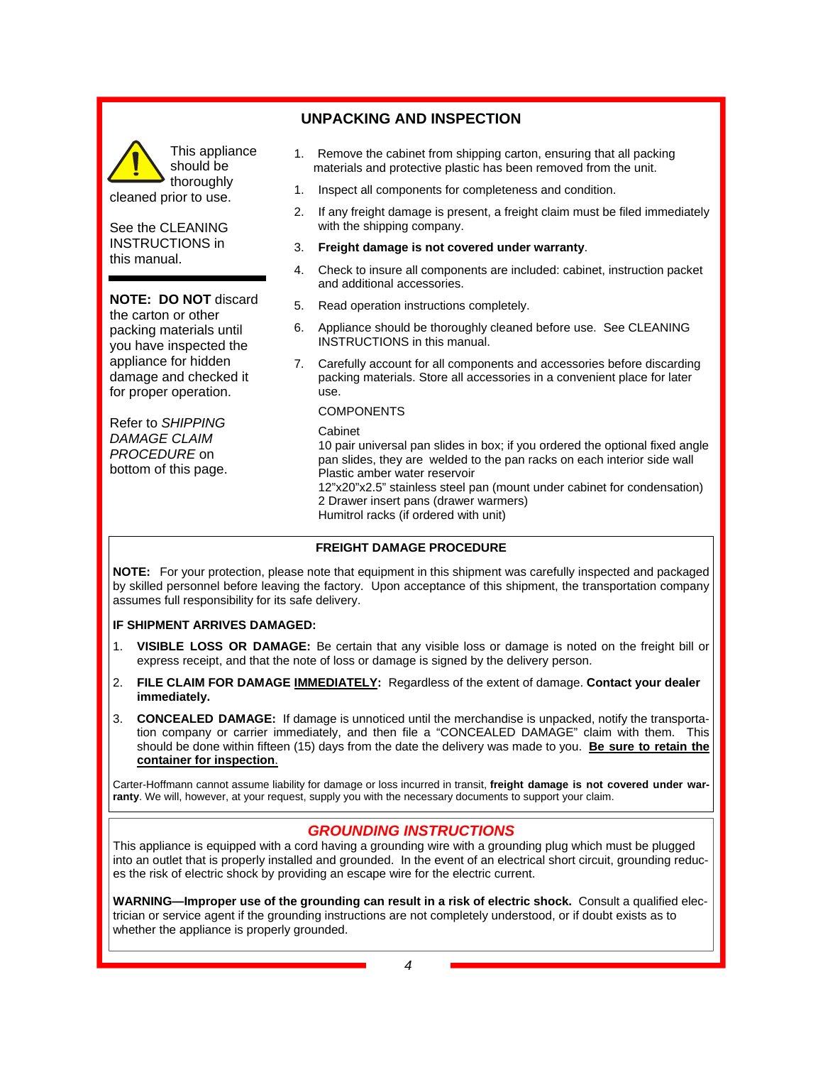## UNPACKING AND INSPECTION

This appliance should be thoroughly cleaned prior to use.

See the CLEANING INSTRUCTIONS in this manual.

**NOTE: DO NOT** discard the carton or other packing materials until you have inspected the appliance for hidden damage and checked it for proper operation.

Refer to *SHIPPING DAMAGE CLAIM PROCEDURE* on bottom of this page.

1. Remove the cabinet from shipping carton, ensuring that all packing materials and protective plastic has been removed from the unit.
1. Inspect all components for completeness and condition.
2. If any freight damage is present, a freight claim must be filed immediately with the shipping company.
3. **Freight damage is not covered under warranty**.
4. Check to insure all components are included: cabinet, instruction packet and additional accessories.
5. Read operation instructions completely.
6. Appliance should be thoroughly cleaned before use. See CLEANING INSTRUCTIONS in this manual.
7. Carefully account for all components and accessories before discarding packing materials. Store all accessories in a convenient place for later use.

COMPONENTS

Cabinet
10 pair universal pan slides in box; if you ordered the optional fixed angle pan slides, they are welded to the pan racks on each interior side wall
Plastic amber water reservoir
12"x20"x2.5" stainless steel pan (mount under cabinet for condensation)
2 Drawer insert pans (drawer warmers)
Humitrol racks (if ordered with unit)

### FREIGHT DAMAGE PROCEDURE

**NOTE:** For your protection, please note that equipment in this shipment was carefully inspected and packaged by skilled personnel before leaving the factory. Upon acceptance of this shipment, the transportation company assumes full responsibility for its safe delivery.

**IF SHIPMENT ARRIVES DAMAGED:**

1. **VISIBLE LOSS OR DAMAGE:** Be certain that any visible loss or damage is noted on the freight bill or express receipt, and that the note of loss or damage is signed by the delivery person.
2. **FILE CLAIM FOR DAMAGE IMMEDIATELY:** Regardless of the extent of damage. **Contact your dealer immediately.**
3. **CONCEALED DAMAGE:** If damage is unnoticed until the merchandise is unpacked, notify the transportation company or carrier immediately, and then file a "CONCEALED DAMAGE" claim with them. This should be done within fifteen (15) days from the date the delivery was made to you. **Be sure to retain the container for inspection**.

Carter-Hoffmann cannot assume liability for damage or loss incurred in transit, **freight damage is not covered under warranty**. We will, however, at your request, supply you with the necessary documents to support your claim.

### *GROUNDING INSTRUCTIONS*

This appliance is equipped with a cord having a grounding wire with a grounding plug which must be plugged into an outlet that is properly installed and grounded. In the event of an electrical short circuit, grounding reduces the risk of electric shock by providing an escape wire for the electric current.

**WARNING—Improper use of the grounding can result in a risk of electric shock.** Consult a qualified electrician or service agent if the grounding instructions are not completely understood, or if doubt exists as to whether the appliance is properly grounded.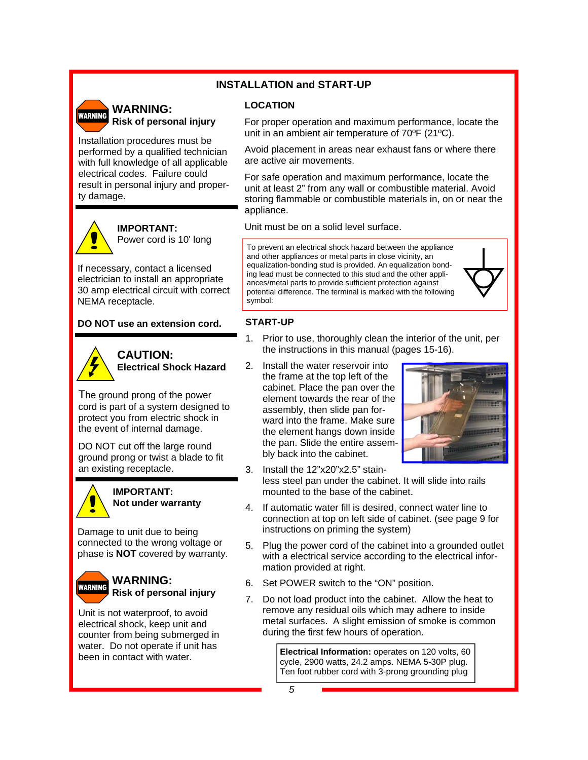# INSTALLATION and START-UP

## WARNING:
**Risk of personal injury**

Installation procedures must be performed by a qualified technician with full knowledge of all applicable electrical codes. Failure could result in personal injury and property damage.

**IMPORTANT:**
Power cord is 10' long

If necessary, contact a licensed electrician to install an appropriate 30 amp electrical circuit with correct NEMA receptacle.

**DO NOT use an extension cord.**

## CAUTION:
**Electrical Shock Hazard**

The ground prong of the power cord is part of a system designed to protect you from electric shock in the event of internal damage.

DO NOT cut off the large round ground prong or twist a blade to fit an existing receptacle.

**IMPORTANT:**
**Not under warranty**

Damage to unit due to being connected to the wrong voltage or phase is **NOT** covered by warranty.

## WARNING:
**Risk of personal injury**

Unit is not waterproof, to avoid electrical shock, keep unit and counter from being submerged in water. Do not operate if unit has been in contact with water.

### LOCATION

For proper operation and maximum performance, locate the unit in an ambient air temperature of 70ºF (21ºC).

Avoid placement in areas near exhaust fans or where there are active air movements.

For safe operation and maximum performance, locate the unit at least 2" from any wall or combustible material. Avoid storing flammable or combustible materials in, on or near the appliance.

Unit must be on a solid level surface.

To prevent an electrical shock hazard between the appliance and other appliances or metal parts in close vicinity, an equalization-bonding stud is provided. An equalization bonding lead must be connected to this stud and the other appliances/metal parts to provide sufficient protection against potential difference. The terminal is marked with the following symbol:

### START-UP

1. Prior to use, thoroughly clean the interior of the unit, per the instructions in this manual (pages 15-16).
2. Install the water reservoir into the frame at the top left of the cabinet. Place the pan over the element towards the rear of the assembly, then slide pan forward into the frame. Make sure the element hangs down inside the pan. Slide the entire assembly back into the cabinet.
3. Install the 12"x20"x2.5" stainless steel pan under the cabinet. It will slide into rails mounted to the base of the cabinet.
4. If automatic water fill is desired, connect water line to connection at top on left side of cabinet. (see page 9 for instructions on priming the system)
5. Plug the power cord of the cabinet into a grounded outlet with a electrical service according to the electrical information provided at right.
6. Set POWER switch to the "ON" position.
7. Do not load product into the cabinet. Allow the heat to remove any residual oils which may adhere to inside metal surfaces. A slight emission of smoke is common during the first few hours of operation.

**Electrical Information:** operates on 120 volts, 60 cycle, 2900 watts, 24.2 amps. NEMA 5-30P plug. Ten foot rubber cord with 3-prong grounding plug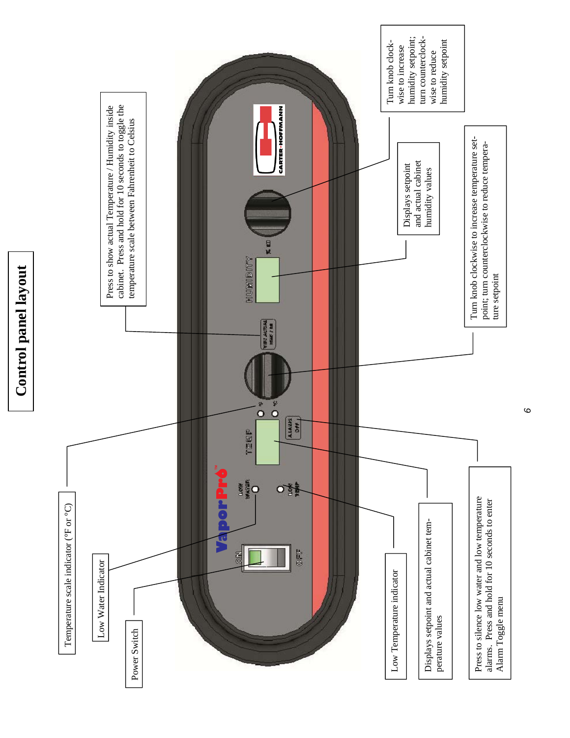# Control panel layout

Temperature scale indicator (°F or °C)

Low Water Indicator

Power Switch

Press to show actual Temperature / Humidity inside cabinet. Press and hold for 10 seconds to toggle the temperature scale between Fahrenheit to Celsius

Turn knob clockwise to increase humidity setpoint; turn counterclockwise to reduce humidity setpoint

Displays setpoint and actual cabinet humidity values

Turn knob clockwise to increase temperature setpoint; turn counterclockwise to reduce temperature setpoint

Low Temperature indicator

Displays setpoint and actual cabinet temperature values

Press to silence low water and low temperature alarms. Press and hold for 10 seconds to enter Alarm Toggle menu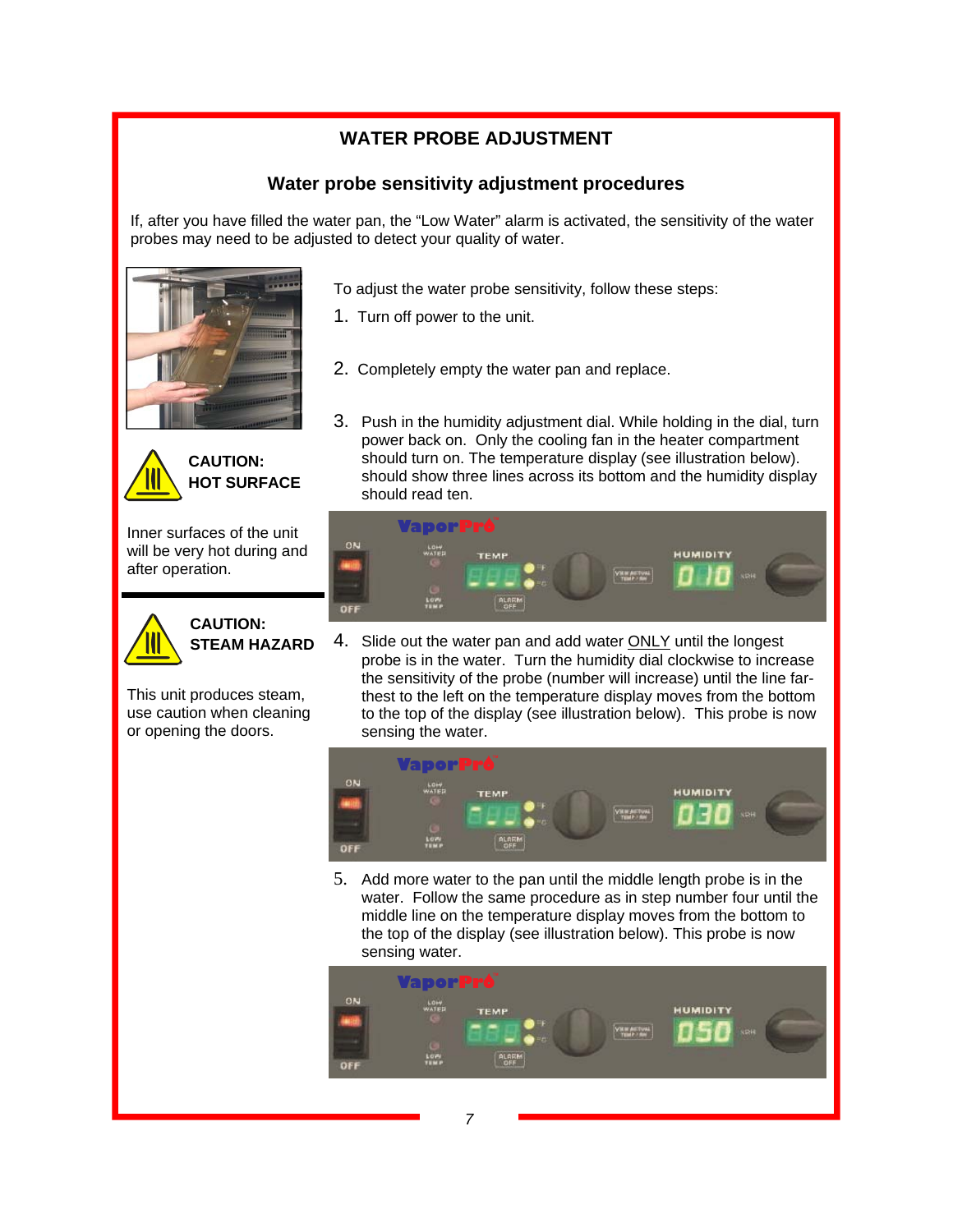# WATER PROBE ADJUSTMENT

## Water probe sensitivity adjustment procedures

If, after you have filled the water pan, the "Low Water" alarm is activated, the sensitivity of the water probes may need to be adjusted to detect your quality of water.

**CAUTION: HOT SURFACE**

Inner surfaces of the unit will be very hot during and after operation.

**CAUTION: STEAM HAZARD**

This unit produces steam, use caution when cleaning or opening the doors.

To adjust the water probe sensitivity, follow these steps:

1. Turn off power to the unit.
2. Completely empty the water pan and replace.
3. Push in the humidity adjustment dial. While holding in the dial, turn power back on. Only the cooling fan in the heater compartment should turn on. The temperature display (see illustration below). should show three lines across its bottom and the humidity display should read ten.
4. Slide out the water pan and add water ONLY until the longest probe is in the water. Turn the humidity dial clockwise to increase the sensitivity of the probe (number will increase) until the line farthest to the left on the temperature display moves from the bottom to the top of the display (see illustration below). This probe is now sensing the water.
5. Add more water to the pan until the middle length probe is in the water. Follow the same procedure as in step number four until the middle line on the temperature display moves from the bottom to the top of the display (see illustration below). This probe is now sensing water.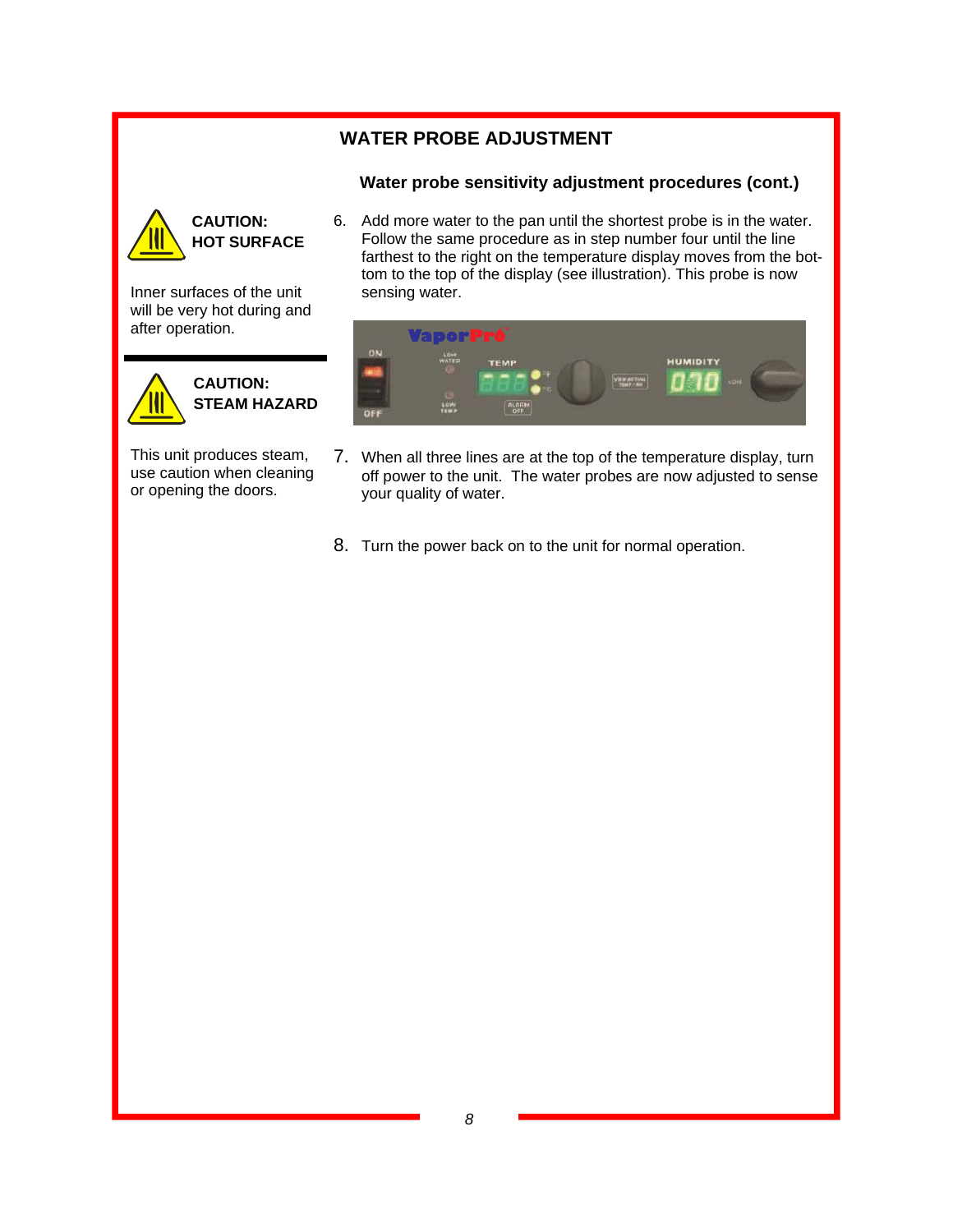## WATER PROBE ADJUSTMENT

### Water probe sensitivity adjustment procedures (cont.)

**CAUTION: HOT SURFACE**

Inner surfaces of the unit will be very hot during and after operation.

**CAUTION: STEAM HAZARD**

This unit produces steam, use caution when cleaning or opening the doors.

6. Add more water to the pan until the shortest probe is in the water. Follow the same procedure as in step number four until the line farthest to the right on the temperature display moves from the bottom to the top of the display (see illustration). This probe is now sensing water.

7. When all three lines are at the top of the temperature display, turn off power to the unit. The water probes are now adjusted to sense your quality of water.

8. Turn the power back on to the unit for normal operation.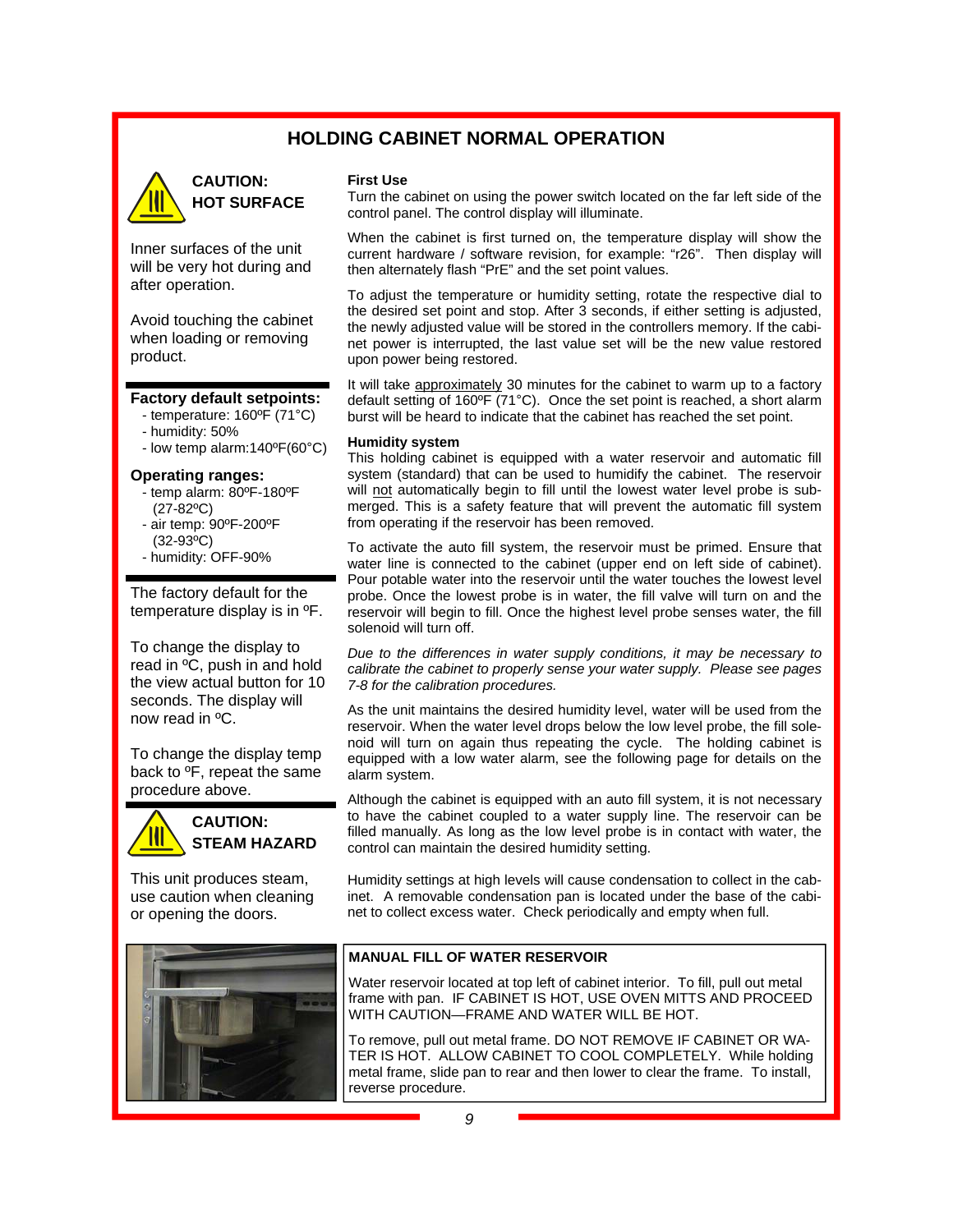# HOLDING CABINET NORMAL OPERATION

**CAUTION:**
**HOT SURFACE**

Inner surfaces of the unit will be very hot during and after operation.

Avoid touching the cabinet when loading or removing product.

**Factory default setpoints:**
- temperature: 160ºF (71°C)
- humidity: 50%
- low temp alarm:140ºF(60°C)

**Operating ranges:**
- temp alarm: 80ºF-180ºF (27-82ºC)
- air temp: 90ºF-200ºF (32-93ºC)
- humidity: OFF-90%

The factory default for the temperature display is in ºF.

To change the display to read in ºC, push in and hold the view actual button for 10 seconds. The display will now read in ºC.

To change the display temp back to ºF, repeat the same procedure above.

**CAUTION:**
**STEAM HAZARD**

This unit produces steam, use caution when cleaning or opening the doors.

**First Use**

Turn the cabinet on using the power switch located on the far left side of the control panel. The control display will illuminate.

When the cabinet is first turned on, the temperature display will show the current hardware / software revision, for example: "r26". Then display will then alternately flash "PrE" and the set point values.

To adjust the temperature or humidity setting, rotate the respective dial to the desired set point and stop. After 3 seconds, if either setting is adjusted, the newly adjusted value will be stored in the controllers memory. If the cabinet power is interrupted, the last value set will be the new value restored upon power being restored.

It will take approximately 30 minutes for the cabinet to warm up to a factory default setting of 160ºF (71°C). Once the set point is reached, a short alarm burst will be heard to indicate that the cabinet has reached the set point.

**Humidity system**

This holding cabinet is equipped with a water reservoir and automatic fill system (standard) that can be used to humidify the cabinet. The reservoir will not automatically begin to fill until the lowest water level probe is submerged. This is a safety feature that will prevent the automatic fill system from operating if the reservoir has been removed.

To activate the auto fill system, the reservoir must be primed. Ensure that water line is connected to the cabinet (upper end on left side of cabinet). Pour potable water into the reservoir until the water touches the lowest level probe. Once the lowest probe is in water, the fill valve will turn on and the reservoir will begin to fill. Once the highest level probe senses water, the fill solenoid will turn off.

*Due to the differences in water supply conditions, it may be necessary to calibrate the cabinet to properly sense your water supply. Please see pages 7-8 for the calibration procedures.*

As the unit maintains the desired humidity level, water will be used from the reservoir. When the water level drops below the low level probe, the fill solenoid will turn on again thus repeating the cycle. The holding cabinet is equipped with a low water alarm, see the following page for details on the alarm system.

Although the cabinet is equipped with an auto fill system, it is not necessary to have the cabinet coupled to a water supply line. The reservoir can be filled manually. As long as the low level probe is in contact with water, the control can maintain the desired humidity setting.

Humidity settings at high levels will cause condensation to collect in the cabinet. A removable condensation pan is located under the base of the cabinet to collect excess water. Check periodically and empty when full.

**MANUAL FILL OF WATER RESERVOIR**

Water reservoir located at top left of cabinet interior. To fill, pull out metal frame with pan. IF CABINET IS HOT, USE OVEN MITTS AND PROCEED WITH CAUTION—FRAME AND WATER WILL BE HOT.

To remove, pull out metal frame. DO NOT REMOVE IF CABINET OR WATER IS HOT. ALLOW CABINET TO COOL COMPLETELY. While holding metal frame, slide pan to rear and then lower to clear the frame. To install, reverse procedure.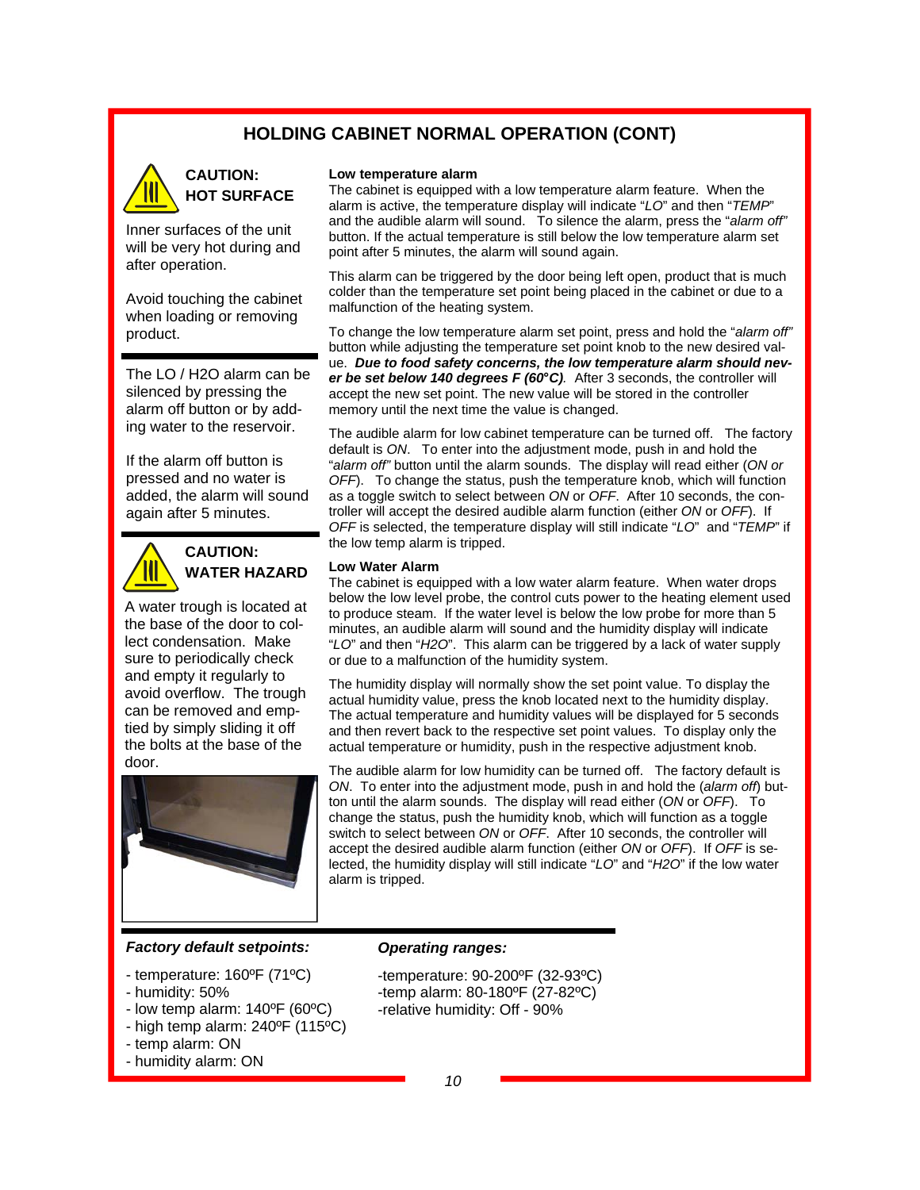## HOLDING CABINET NORMAL OPERATION (CONT)

**CAUTION: HOT SURFACE**

Inner surfaces of the unit will be very hot during and after operation.

Avoid touching the cabinet when loading or removing product.

The LO / H2O alarm can be silenced by pressing the alarm off button or by adding water to the reservoir.

If the alarm off button is pressed and no water is added, the alarm will sound again after 5 minutes.

**CAUTION: WATER HAZARD**

A water trough is located at the base of the door to collect condensation. Make sure to periodically check and empty it regularly to avoid overflow. The trough can be removed and emptied by simply sliding it off the bolts at the base of the door.

**Low temperature alarm**

The cabinet is equipped with a low temperature alarm feature. When the alarm is active, the temperature display will indicate "*LO*" and then "*TEMP*" and the audible alarm will sound. To silence the alarm, press the "*alarm off*" button. If the actual temperature is still below the low temperature alarm set point after 5 minutes, the alarm will sound again.

This alarm can be triggered by the door being left open, product that is much colder than the temperature set point being placed in the cabinet or due to a malfunction of the heating system.

To change the low temperature alarm set point, press and hold the "*alarm off*" button while adjusting the temperature set point knob to the new desired value. ***Due to food safety concerns, the low temperature alarm should never be set below 140 degrees F (60°C)***. After 3 seconds, the controller will accept the new set point. The new value will be stored in the controller memory until the next time the value is changed.

The audible alarm for low cabinet temperature can be turned off. The factory default is *ON*. To enter into the adjustment mode, push in and hold the "*alarm off*" button until the alarm sounds. The display will read either (*ON or OFF*). To change the status, push the temperature knob, which will function as a toggle switch to select between *ON* or *OFF*. After 10 seconds, the controller will accept the desired audible alarm function (either *ON* or *OFF*). If *OFF* is selected, the temperature display will still indicate "*LO*" and "*TEMP*" if the low temp alarm is tripped.

**Low Water Alarm**

The cabinet is equipped with a low water alarm feature. When water drops below the low level probe, the control cuts power to the heating element used to produce steam. If the water level is below the low probe for more than 5 minutes, an audible alarm will sound and the humidity display will indicate "*LO*" and then "*H2O*". This alarm can be triggered by a lack of water supply or due to a malfunction of the humidity system.

The humidity display will normally show the set point value. To display the actual humidity value, press the knob located next to the humidity display. The actual temperature and humidity values will be displayed for 5 seconds and then revert back to the respective set point values. To display only the actual temperature or humidity, push in the respective adjustment knob.

The audible alarm for low humidity can be turned off. The factory default is *ON*. To enter into the adjustment mode, push in and hold the (*alarm off*) button until the alarm sounds. The display will read either (*ON* or *OFF*). To change the status, push the humidity knob, which will function as a toggle switch to select between *ON* or *OFF*. After 10 seconds, the controller will accept the desired audible alarm function (either *ON* or *OFF*). If *OFF* is selected, the humidity display will still indicate "*LO*" and "*H2O*" if the low water alarm is tripped.

***Factory default setpoints:***

- temperature: 160ºF (71ºC)
- humidity: 50%
- low temp alarm: 140ºF (60ºC)
- high temp alarm: 240ºF (115ºC)
- temp alarm: ON
- humidity alarm: ON

***Operating ranges:***

- temperature: 90-200ºF (32-93ºC)
- temp alarm: 80-180ºF (27-82ºC)
- relative humidity: Off - 90%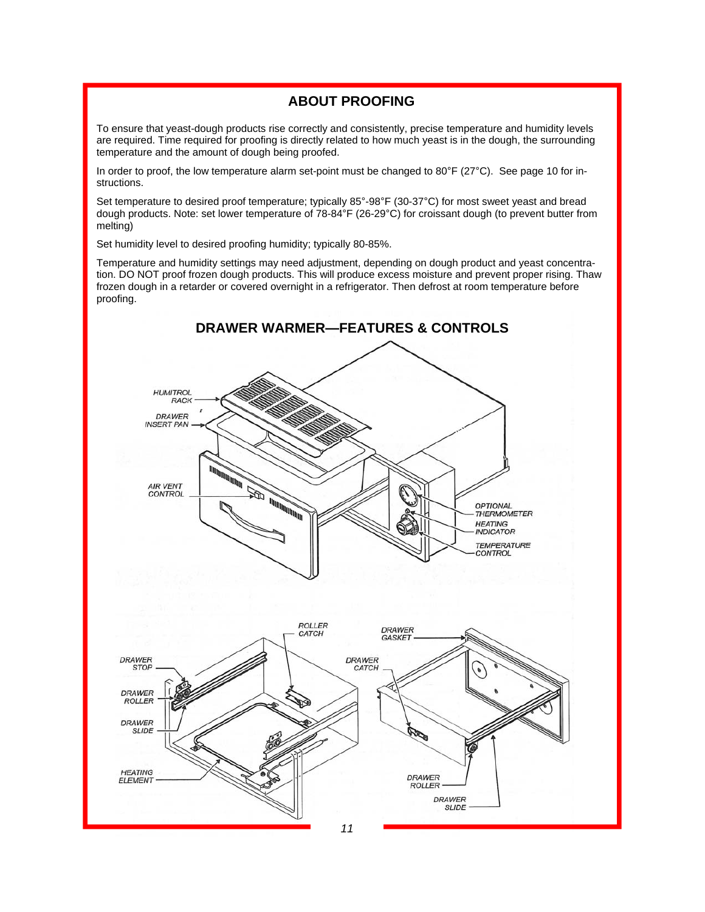## ABOUT PROOFING

To ensure that yeast-dough products rise correctly and consistently, precise temperature and humidity levels are required. Time required for proofing is directly related to how much yeast is in the dough, the surrounding temperature and the amount of dough being proofed.

In order to proof, the low temperature alarm set-point must be changed to 80°F (27°C). See page 10 for instructions.

Set temperature to desired proof temperature; typically 85°-98°F (30-37°C) for most sweet yeast and bread dough products. Note: set lower temperature of 78-84°F (26-29°C) for croissant dough (to prevent butter from melting)

Set humidity level to desired proofing humidity; typically 80-85%.

Temperature and humidity settings may need adjustment, depending on dough product and yeast concentration. DO NOT proof frozen dough products. This will produce excess moisture and prevent proper rising. Thaw frozen dough in a retarder or covered overnight in a refrigerator. Then defrost at room temperature before proofing.

## DRAWER WARMER—FEATURES & CONTROLS

HUMITROL RACK

DRAWER INSERT PAN

AIR VENT CONTROL

OPTIONAL THERMOMETER

HEATING INDICATOR

TEMPERATURE CONTROL

ROLLER CATCH

DRAWER STOP

DRAWER ROLLER

DRAWER SLIDE

HEATING ELEMENT

DRAWER GASKET

DRAWER CATCH

DRAWER ROLLER

DRAWER SLIDE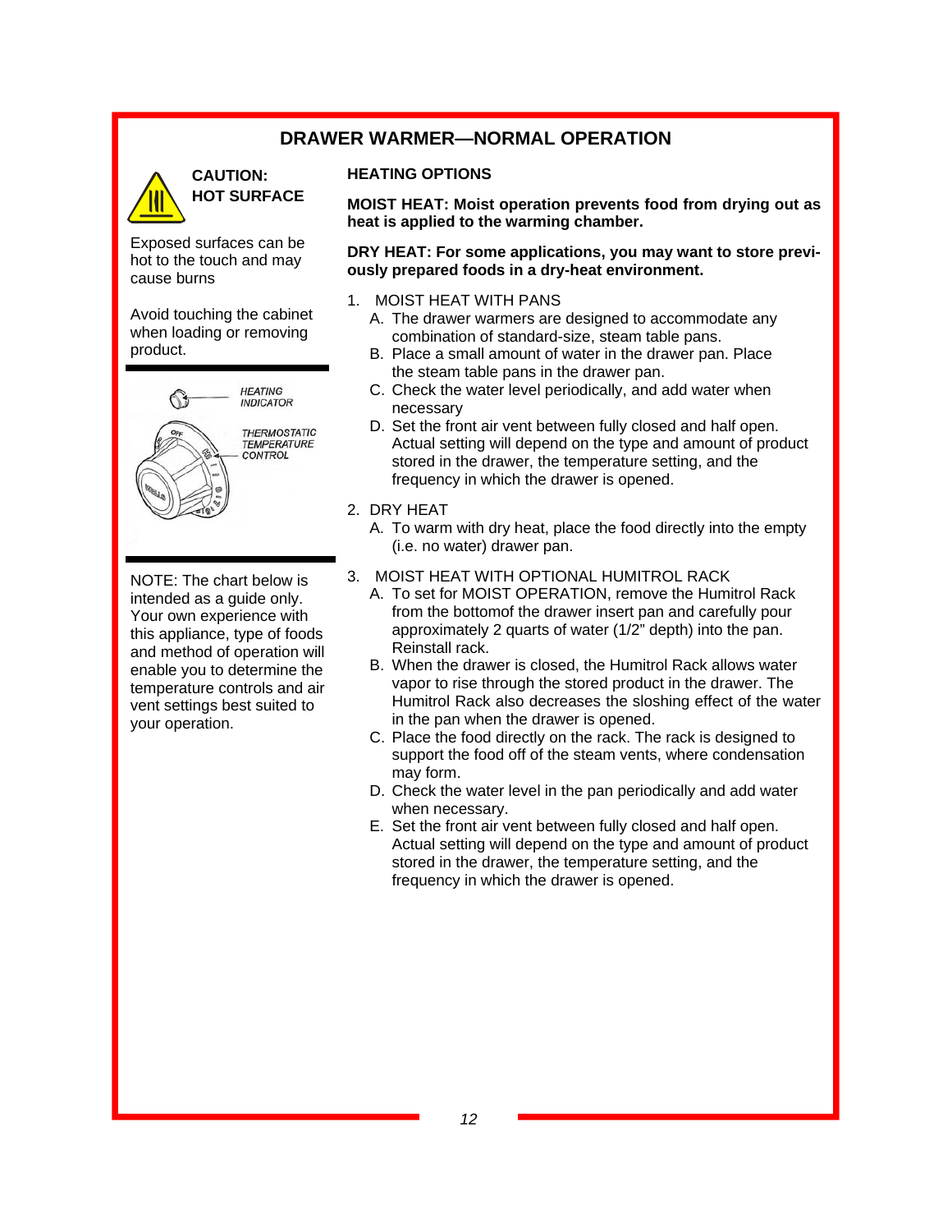## DRAWER WARMER—NORMAL OPERATION

**CAUTION:**
**HOT SURFACE**

Exposed surfaces can be hot to the touch and may cause burns

Avoid touching the cabinet when loading or removing product.

HEATING INDICATOR

THERMOSTATIC TEMPERATURE CONTROL

NOTE: The chart below is intended as a guide only. Your own experience with this appliance, type of foods and method of operation will enable you to determine the temperature controls and air vent settings best suited to your operation.

### HEATING OPTIONS

**MOIST HEAT: Moist operation prevents food from drying out as heat is applied to the warming chamber.**

**DRY HEAT: For some applications, you may want to store previously prepared foods in a dry-heat environment.**

1. MOIST HEAT WITH PANS
   A. The drawer warmers are designed to accommodate any combination of standard-size, steam table pans.
   B. Place a small amount of water in the drawer pan. Place the steam table pans in the drawer pan.
   C. Check the water level periodically, and add water when necessary
   D. Set the front air vent between fully closed and half open. Actual setting will depend on the type and amount of product stored in the drawer, the temperature setting, and the frequency in which the drawer is opened.

2. DRY HEAT
   A. To warm with dry heat, place the food directly into the empty (i.e. no water) drawer pan.

3. MOIST HEAT WITH OPTIONAL HUMITROL RACK
   A. To set for MOIST OPERATION, remove the Humitrol Rack from the bottomof the drawer insert pan and carefully pour approximately 2 quarts of water (1/2" depth) into the pan. Reinstall rack.
   B. When the drawer is closed, the Humitrol Rack allows water vapor to rise through the stored product in the drawer. The Humitrol Rack also decreases the sloshing effect of the water in the pan when the drawer is opened.
   C. Place the food directly on the rack. The rack is designed to support the food off of the steam vents, where condensation may form.
   D. Check the water level in the pan periodically and add water when necessary.
   E. Set the front air vent between fully closed and half open. Actual setting will depend on the type and amount of product stored in the drawer, the temperature setting, and the frequency in which the drawer is opened.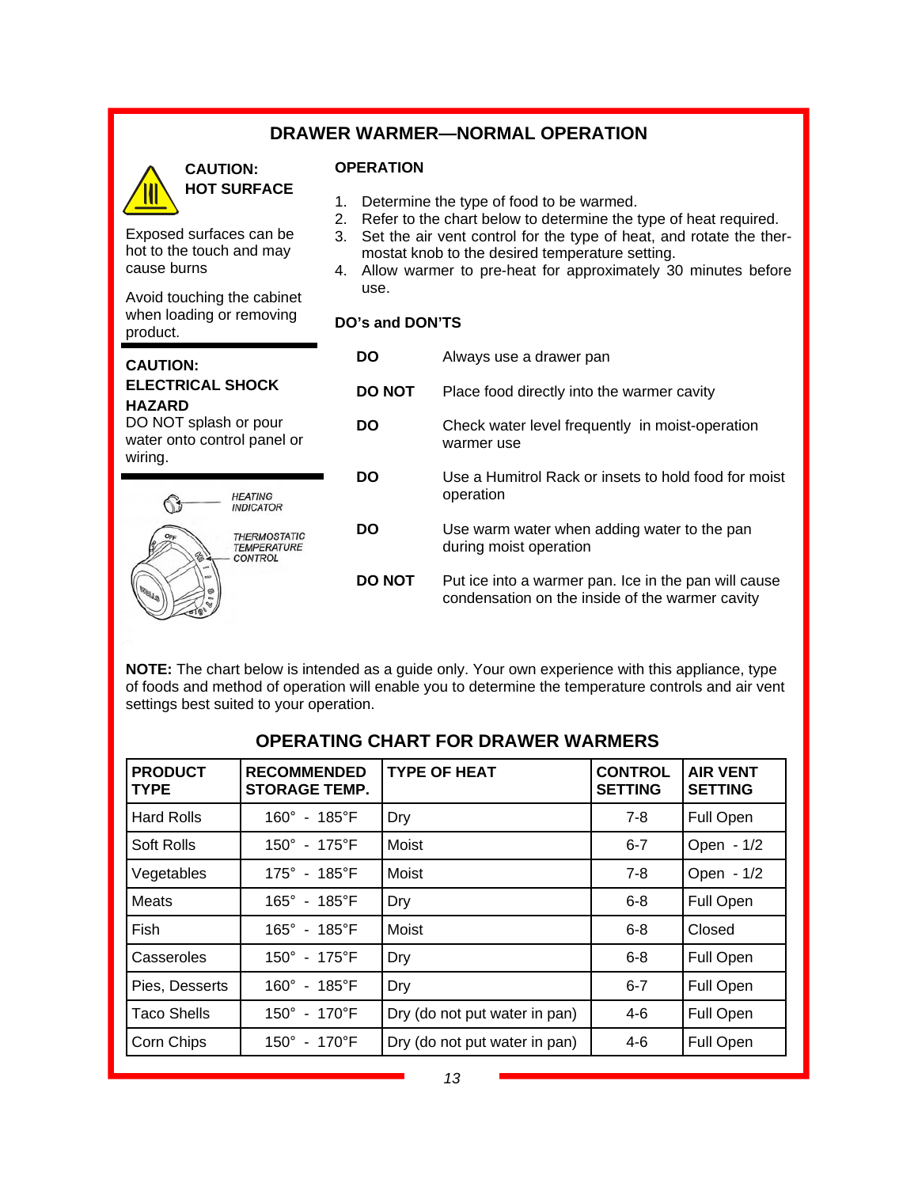# DRAWER WARMER—NORMAL OPERATION

**CAUTION:**
**HOT SURFACE**

Exposed surfaces can be hot to the touch and may cause burns

Avoid touching the cabinet when loading or removing product.

**CAUTION:**
**ELECTRICAL SHOCK HAZARD**
DO NOT splash or pour water onto control panel or wiring.

HEATING INDICATOR

THERMOSTATIC TEMPERATURE CONTROL

## OPERATION

1. Determine the type of food to be warmed.
2. Refer to the chart below to determine the type of heat required.
3. Set the air vent control for the type of heat, and rotate the thermostat knob to the desired temperature setting.
4. Allow warmer to pre-heat for approximately 30 minutes before use.

## DO's and DON'TS

| | |
|---|---|
| **DO** | Always use a drawer pan |
| **DO NOT** | Place food directly into the warmer cavity |
| **DO** | Check water level frequently in moist-operation warmer use |
| **DO** | Use a Humitrol Rack or insets to hold food for moist operation |
| **DO** | Use warm water when adding water to the pan during moist operation |
| **DO NOT** | Put ice into a warmer pan. Ice in the pan will cause condensation on the inside of the warmer cavity |

**NOTE:** The chart below is intended as a guide only. Your own experience with this appliance, type of foods and method of operation will enable you to determine the temperature controls and air vent settings best suited to your operation.

## OPERATING CHART FOR DRAWER WARMERS

| PRODUCT TYPE | RECOMMENDED STORAGE TEMP. | TYPE OF HEAT | CONTROL SETTING | AIR VENT SETTING |
|---|---|---|---|---|
| Hard Rolls | 160° - 185°F | Dry | 7-8 | Full Open |
| Soft Rolls | 150° - 175°F | Moist | 6-7 | Open - 1/2 |
| Vegetables | 175° - 185°F | Moist | 7-8 | Open - 1/2 |
| Meats | 165° - 185°F | Dry | 6-8 | Full Open |
| Fish | 165° - 185°F | Moist | 6-8 | Closed |
| Casseroles | 150° - 175°F | Dry | 6-8 | Full Open |
| Pies, Desserts | 160° - 185°F | Dry | 6-7 | Full Open |
| Taco Shells | 150° - 170°F | Dry (do not put water in pan) | 4-6 | Full Open |
| Corn Chips | 150° - 170°F | Dry (do not put water in pan) | 4-6 | Full Open |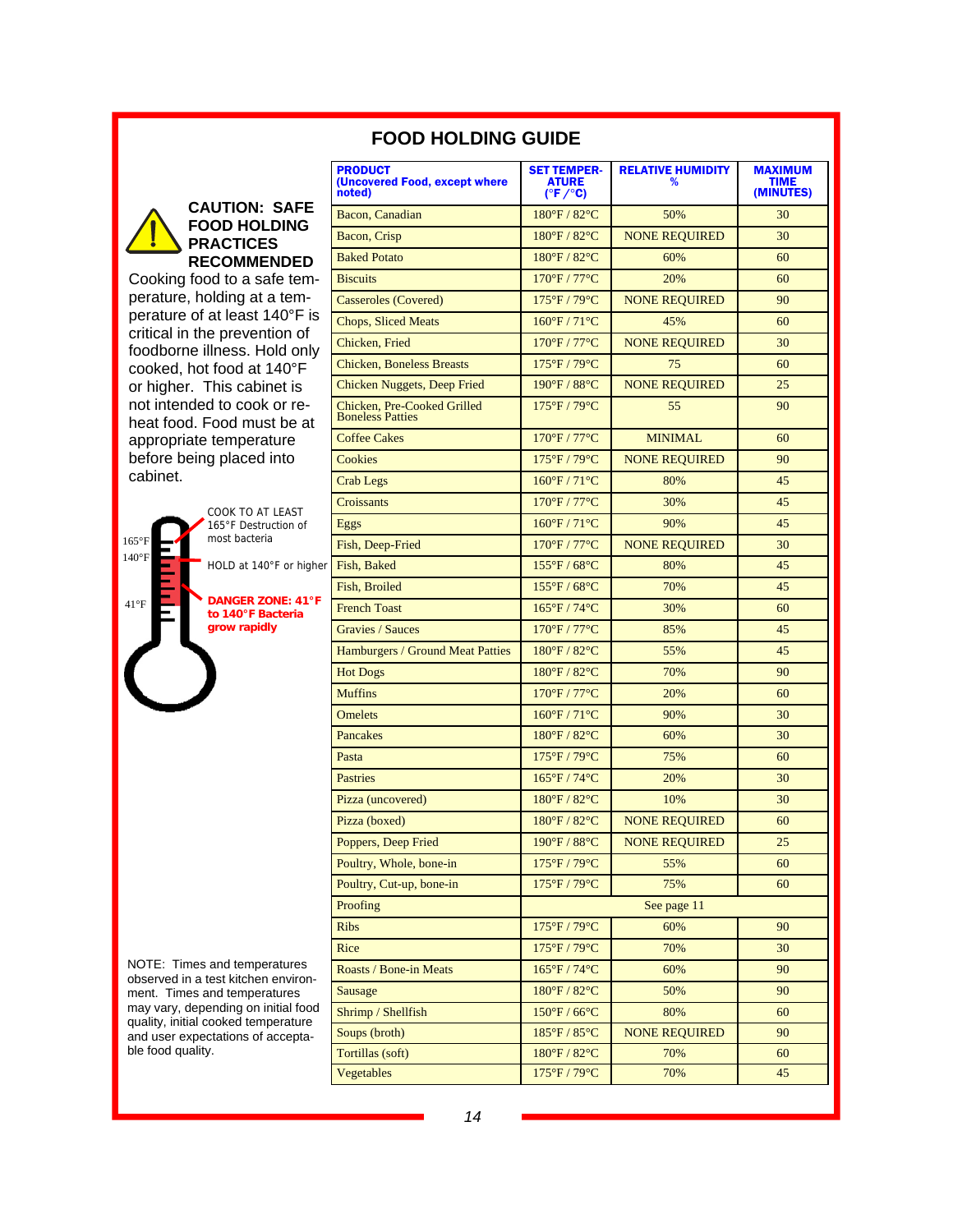# FOOD HOLDING GUIDE

**CAUTION: SAFE FOOD HOLDING PRACTICES RECOMMENDED**

Cooking food to a safe temperature, holding at a temperature of at least 140°F is critical in the prevention of foodborne illness. Hold only cooked, hot food at 140°F or higher. This cabinet is not intended to cook or reheat food. Food must be at appropriate temperature before being placed into cabinet.

165°F — COOK TO AT LEAST 165°F Destruction of most bacteria

140°F — HOLD at 140°F or higher

41°F — **DANGER ZONE: 41°F to 140°F Bacteria grow rapidly**

NOTE: Times and temperatures observed in a test kitchen environment. Times and temperatures may vary, depending on initial food quality, initial cooked temperature and user expectations of acceptable food quality.

| PRODUCT (Uncovered Food, except where noted) | SET TEMPERATURE (°F /°C) | RELATIVE HUMIDITY % | MAXIMUM TIME (MINUTES) |
|---|---|---|---|
| Bacon, Canadian | 180°F / 82°C | 50% | 30 |
| Bacon, Crisp | 180°F / 82°C | NONE REQUIRED | 30 |
| Baked Potato | 180°F / 82°C | 60% | 60 |
| Biscuits | 170°F / 77°C | 20% | 60 |
| Casseroles (Covered) | 175°F / 79°C | NONE REQUIRED | 90 |
| Chops, Sliced Meats | 160°F / 71°C | 45% | 60 |
| Chicken, Fried | 170°F / 77°C | NONE REQUIRED | 30 |
| Chicken, Boneless Breasts | 175°F / 79°C | 75 | 60 |
| Chicken Nuggets, Deep Fried | 190°F / 88°C | NONE REQUIRED | 25 |
| Chicken, Pre-Cooked Grilled Boneless Patties | 175°F / 79°C | 55 | 90 |
| Coffee Cakes | 170°F / 77°C | MINIMAL | 60 |
| Cookies | 175°F / 79°C | NONE REQUIRED | 90 |
| Crab Legs | 160°F / 71°C | 80% | 45 |
| Croissants | 170°F / 77°C | 30% | 45 |
| Eggs | 160°F / 71°C | 90% | 45 |
| Fish, Deep-Fried | 170°F / 77°C | NONE REQUIRED | 30 |
| Fish, Baked | 155°F / 68°C | 80% | 45 |
| Fish, Broiled | 155°F / 68°C | 70% | 45 |
| French Toast | 165°F / 74°C | 30% | 60 |
| Gravies / Sauces | 170°F / 77°C | 85% | 45 |
| Hamburgers / Ground Meat Patties | 180°F / 82°C | 55% | 45 |
| Hot Dogs | 180°F / 82°C | 70% | 90 |
| Muffins | 170°F / 77°C | 20% | 60 |
| Omelets | 160°F / 71°C | 90% | 30 |
| Pancakes | 180°F / 82°C | 60% | 30 |
| Pasta | 175°F / 79°C | 75% | 60 |
| Pastries | 165°F / 74°C | 20% | 30 |
| Pizza (uncovered) | 180°F / 82°C | 10% | 30 |
| Pizza (boxed) | 180°F / 82°C | NONE REQUIRED | 60 |
| Poppers, Deep Fried | 190°F / 88°C | NONE REQUIRED | 25 |
| Poultry, Whole, bone-in | 175°F / 79°C | 55% | 60 |
| Poultry, Cut-up, bone-in | 175°F / 79°C | 75% | 60 |
| Proofing | See page 11 | | |
| Ribs | 175°F / 79°C | 60% | 90 |
| Rice | 175°F / 79°C | 70% | 30 |
| Roasts / Bone-in Meats | 165°F / 74°C | 60% | 90 |
| Sausage | 180°F / 82°C | 50% | 90 |
| Shrimp / Shellfish | 150°F / 66°C | 80% | 60 |
| Soups (broth) | 185°F / 85°C | NONE REQUIRED | 90 |
| Tortillas (soft) | 180°F / 82°C | 70% | 60 |
| Vegetables | 175°F / 79°C | 70% | 45 |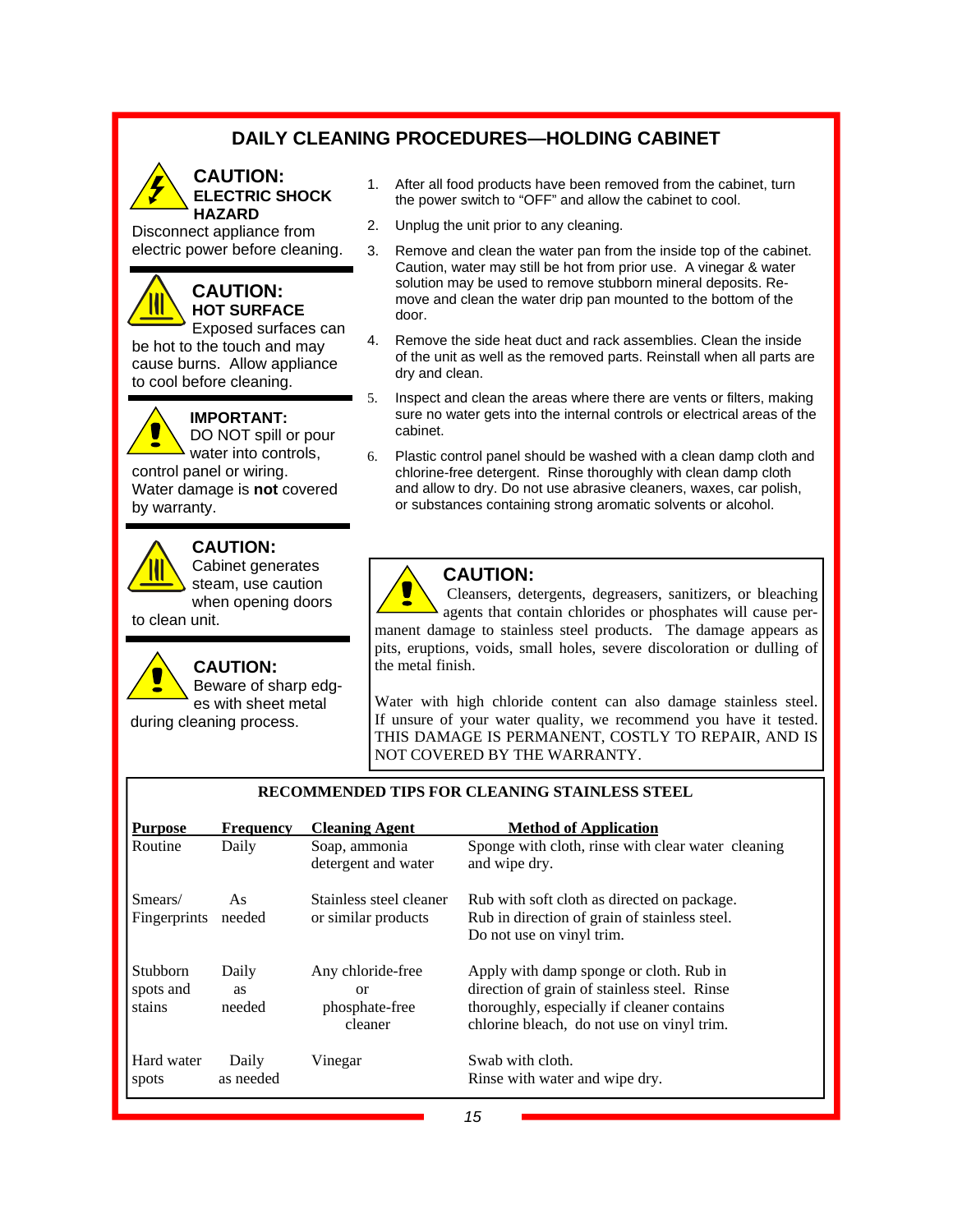# DAILY CLEANING PROCEDURES—HOLDING CABINET

**CAUTION:**
**ELECTRIC SHOCK HAZARD**
Disconnect appliance from electric power before cleaning.

**CAUTION:**
**HOT SURFACE**
Exposed surfaces can be hot to the touch and may cause burns. Allow appliance to cool before cleaning.

**IMPORTANT:**
DO NOT spill or pour water into controls, control panel or wiring. Water damage is **not** covered by warranty.

**CAUTION:**
Cabinet generates steam, use caution when opening doors to clean unit.

**CAUTION:**
Beware of sharp edges with sheet metal during cleaning process.

1. After all food products have been removed from the cabinet, turn the power switch to "OFF" and allow the cabinet to cool.
2. Unplug the unit prior to any cleaning.
3. Remove and clean the water pan from the inside top of the cabinet. Caution, water may still be hot from prior use. A vinegar & water solution may be used to remove stubborn mineral deposits. Remove and clean the water drip pan mounted to the bottom of the door.
4. Remove the side heat duct and rack assemblies. Clean the inside of the unit as well as the removed parts. Reinstall when all parts are dry and clean.
5. Inspect and clean the areas where there are vents or filters, making sure no water gets into the internal controls or electrical areas of the cabinet.
6. Plastic control panel should be washed with a clean damp cloth and chlorine-free detergent. Rinse thoroughly with clean damp cloth and allow to dry. Do not use abrasive cleaners, waxes, car polish, or substances containing strong aromatic solvents or alcohol.

**CAUTION:**
Cleansers, detergents, degreasers, sanitizers, or bleaching agents that contain chlorides or phosphates will cause permanent damage to stainless steel products. The damage appears as pits, eruptions, voids, small holes, severe discoloration or dulling of the metal finish.

Water with high chloride content can also damage stainless steel. If unsure of your water quality, we recommend you have it tested. THIS DAMAGE IS PERMANENT, COSTLY TO REPAIR, AND IS NOT COVERED BY THE WARRANTY.

**RECOMMENDED TIPS FOR CLEANING STAINLESS STEEL**

| Purpose | Frequency | Cleaning Agent | Method of Application |
|---|---|---|---|
| Routine | Daily | Soap, ammonia detergent and water | Sponge with cloth, rinse with clear water cleaning and wipe dry. |
| Smears/ Fingerprints | As needed | Stainless steel cleaner or similar products | Rub with soft cloth as directed on package. Rub in direction of grain of stainless steel. Do not use on vinyl trim. |
| Stubborn spots and stains | Daily as needed | Any chloride-free or phosphate-free cleaner | Apply with damp sponge or cloth. Rub in direction of grain of stainless steel. Rinse thoroughly, especially if cleaner contains chlorine bleach, do not use on vinyl trim. |
| Hard water spots | Daily as needed | Vinegar | Swab with cloth. Rinse with water and wipe dry. |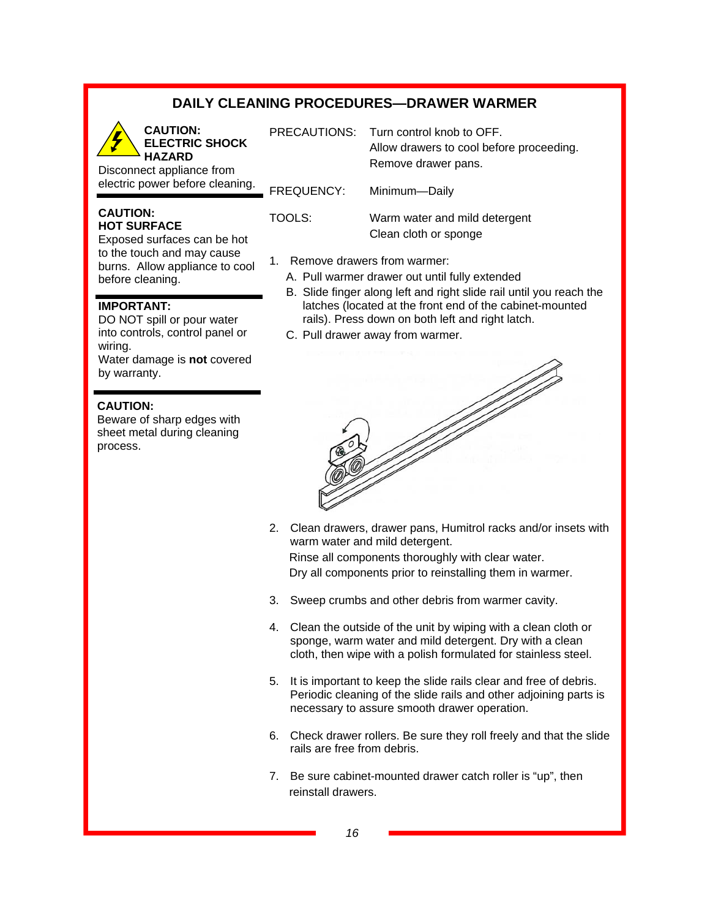# DAILY CLEANING PROCEDURES—DRAWER WARMER

**CAUTION: ELECTRIC SHOCK HAZARD**
Disconnect appliance from electric power before cleaning.

**CAUTION: HOT SURFACE**
Exposed surfaces can be hot to the touch and may cause burns. Allow appliance to cool before cleaning.

**IMPORTANT:**
DO NOT spill or pour water into controls, control panel or wiring.
Water damage is **not** covered by warranty.

**CAUTION:**
Beware of sharp edges with sheet metal during cleaning process.

PRECAUTIONS: Turn control knob to OFF.
Allow drawers to cool before proceeding.
Remove drawer pans.

FREQUENCY: Minimum—Daily

TOOLS: Warm water and mild detergent
Clean cloth or sponge

1. Remove drawers from warmer:
   A. Pull warmer drawer out until fully extended
   B. Slide finger along left and right slide rail until you reach the latches (located at the front end of the cabinet-mounted rails). Press down on both left and right latch.
   C. Pull drawer away from warmer.

2. Clean drawers, drawer pans, Humitrol racks and/or insets with warm water and mild detergent.
   Rinse all components thoroughly with clear water.
   Dry all components prior to reinstalling them in warmer.

3. Sweep crumbs and other debris from warmer cavity.

4. Clean the outside of the unit by wiping with a clean cloth or sponge, warm water and mild detergent. Dry with a clean cloth, then wipe with a polish formulated for stainless steel.

5. It is important to keep the slide rails clear and free of debris. Periodic cleaning of the slide rails and other adjoining parts is necessary to assure smooth drawer operation.

6. Check drawer rollers. Be sure they roll freely and that the slide rails are free from debris.

7. Be sure cabinet-mounted drawer catch roller is "up", then reinstall drawers.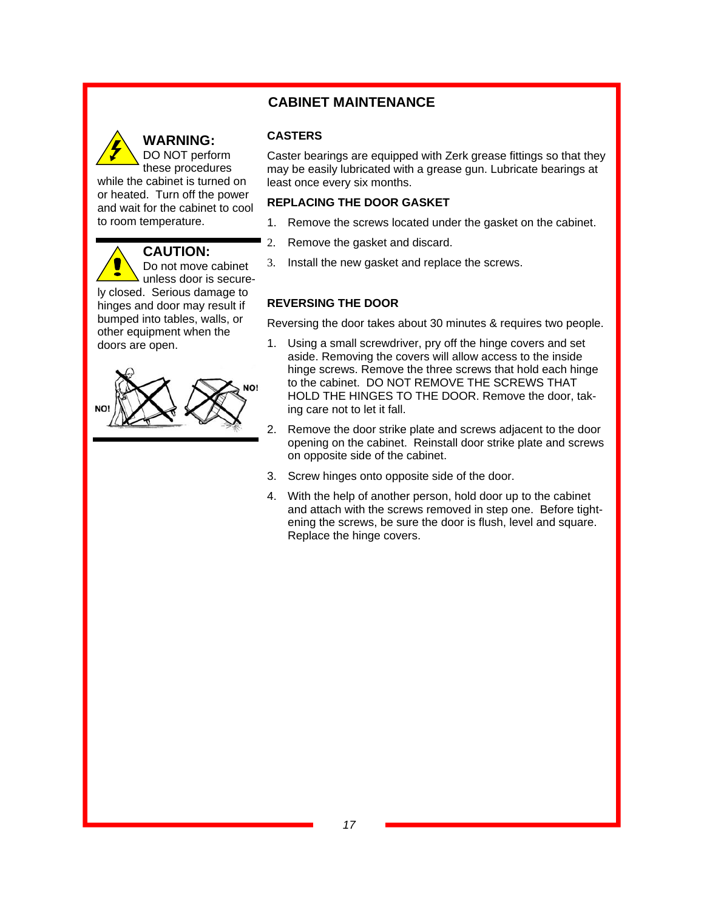## CABINET MAINTENANCE

**WARNING:** DO NOT perform these procedures while the cabinet is turned on or heated. Turn off the power and wait for the cabinet to cool to room temperature.

**CAUTION:** Do not move cabinet unless door is securely closed. Serious damage to hinges and door may result if bumped into tables, walls, or other equipment when the doors are open.

NO! NO!

### CASTERS

Caster bearings are equipped with Zerk grease fittings so that they may be easily lubricated with a grease gun. Lubricate bearings at least once every six months.

### REPLACING THE DOOR GASKET

1. Remove the screws located under the gasket on the cabinet.
2. Remove the gasket and discard.
3. Install the new gasket and replace the screws.

### REVERSING THE DOOR

Reversing the door takes about 30 minutes & requires two people.

1. Using a small screwdriver, pry off the hinge covers and set aside. Removing the covers will allow access to the inside hinge screws. Remove the three screws that hold each hinge to the cabinet. DO NOT REMOVE THE SCREWS THAT HOLD THE HINGES TO THE DOOR. Remove the door, taking care not to let it fall.
2. Remove the door strike plate and screws adjacent to the door opening on the cabinet. Reinstall door strike plate and screws on opposite side of the cabinet.
3. Screw hinges onto opposite side of the door.
4. With the help of another person, hold door up to the cabinet and attach with the screws removed in step one. Before tightening the screws, be sure the door is flush, level and square. Replace the hinge covers.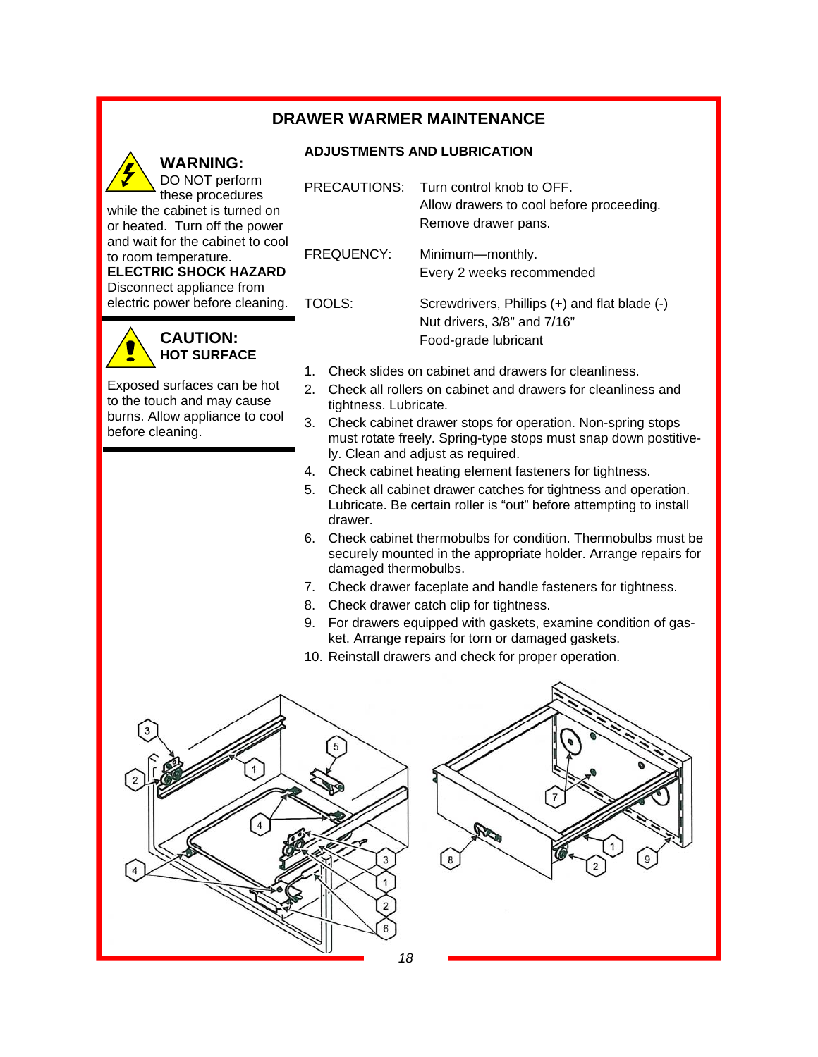# DRAWER WARMER MAINTENANCE

**WARNING:**
DO NOT perform these procedures while the cabinet is turned on or heated. Turn off the power and wait for the cabinet to cool to room temperature.
**ELECTRIC SHOCK HAZARD**
Disconnect appliance from electric power before cleaning.

**CAUTION:**
**HOT SURFACE**

Exposed surfaces can be hot to the touch and may cause burns. Allow appliance to cool before cleaning.

## ADJUSTMENTS AND LUBRICATION

PRECAUTIONS: Turn control knob to OFF.
Allow drawers to cool before proceeding.
Remove drawer pans.

FREQUENCY: Minimum—monthly.
Every 2 weeks recommended

TOOLS: Screwdrivers, Phillips (+) and flat blade (-)
Nut drivers, 3/8" and 7/16"
Food-grade lubricant

1. Check slides on cabinet and drawers for cleanliness.
2. Check all rollers on cabinet and drawers for cleanliness and tightness. Lubricate.
3. Check cabinet drawer stops for operation. Non-spring stops must rotate freely. Spring-type stops must snap down postitively. Clean and adjust as required.
4. Check cabinet heating element fasteners for tightness.
5. Check all cabinet drawer catches for tightness and operation. Lubricate. Be certain roller is "out" before attempting to install drawer.
6. Check cabinet thermobulbs for condition. Thermobulbs must be securely mounted in the appropriate holder. Arrange repairs for damaged thermobulbs.
7. Check drawer faceplate and handle fasteners for tightness.
8. Check drawer catch clip for tightness.
9. For drawers equipped with gaskets, examine condition of gasket. Arrange repairs for torn or damaged gaskets.
10. Reinstall drawers and check for proper operation.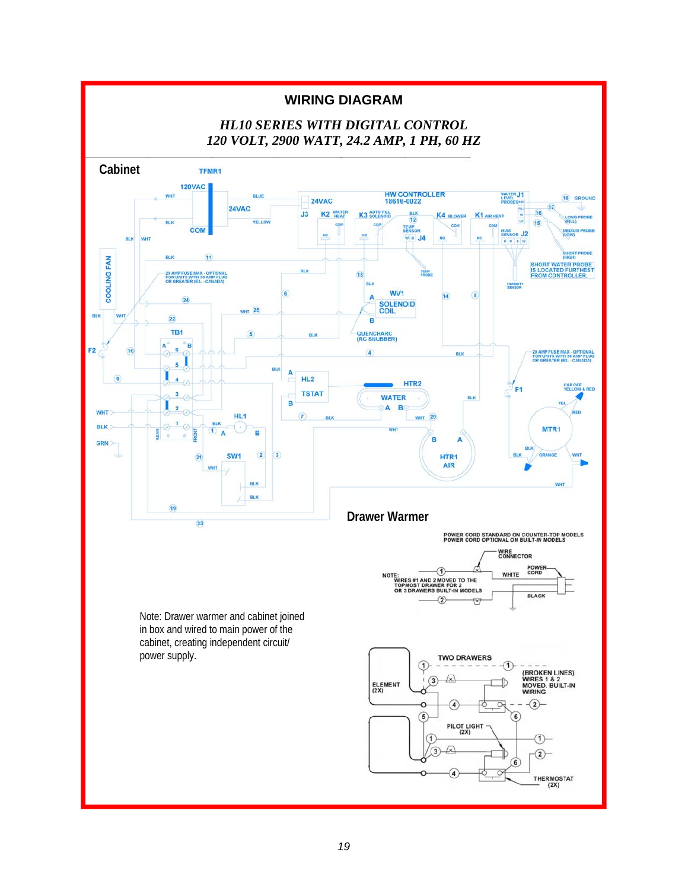## WIRING DIAGRAM

*HL10 SERIES WITH DIGITAL CONTROL*
*120 VOLT, 2900 WATT, 24.2 AMP, 1 PH, 60 HZ*

### Cabinet

TFMR1

120VAC

24VAC

COM

HW CONTROLLER 18616-0022

J3 K2 WATER HEAT K3 AUTO FILL SOLENOID K4 BLOWER K1 AIR HEAT

WATER LEVEL PROBES J1

GROUND

LONG PROBE (FILL)

MEDIUM PROBE (LOW)

SHORT PROBE (HIGH)

SHORT WATER PROBE IS LOCATED FURTHEST FROM CONTROLLER.

TEMP SENSOR J4

HUM SENSOR J2

COOLING FAN

20 AMP FUSE MAX - OPTIONAL FOR UNITS WITH 30 AMP PLUG OR GREATER (EX. - CANADA)

WV1 SOLENOID COIL

QUENCHARC (RC SNUBBER)

TB1

F2

F1

HL2

TSTAT

HTR2 WATER

HL1

SW1

HTR1 AIR

MTR1

CAP OFF YELLOW & RED

### Drawer Warmer

POWER CORD STANDARD ON COUNTER-TOP MODELS
POWER CORD OPTIONAL ON BUILT-IN MODELS

WIRE CONNECTOR

POWER CORD

WHITE

BLACK

NOTE: WIRES #1 AND 2 MOVED TO THE TOPMOST DRAWER FOR 2 OR 3 DRAWERS BUILT-IN MODELS

TWO DRAWERS

ELEMENT (2X)

(BROKEN LINES) WIRES 1 & 2 MOVED. BUILT-IN WIRING

PILOT LIGHT (2X)

THERMOSTAT (2X)

Note: Drawer warmer and cabinet joined in box and wired to main power of the cabinet, creating independent circuit/ power supply.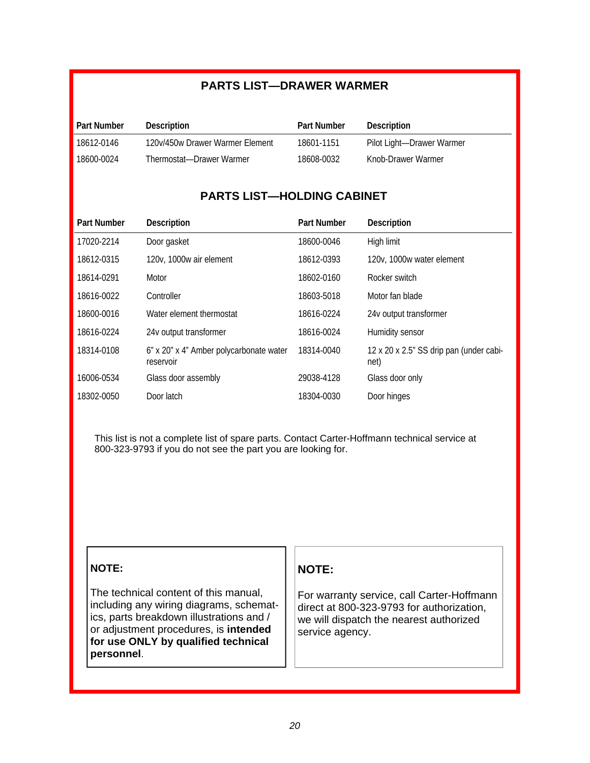## PARTS LIST—DRAWER WARMER

| Part Number | Description | Part Number | Description |
|---|---|---|---|
| 18612-0146 | 120v/450w Drawer Warmer Element | 18601-1151 | Pilot Light—Drawer Warmer |
| 18600-0024 | Thermostat—Drawer Warmer | 18608-0032 | Knob-Drawer Warmer |

## PARTS LIST—HOLDING CABINET

| Part Number | Description | Part Number | Description |
|---|---|---|---|
| 17020-2214 | Door gasket | 18600-0046 | High limit |
| 18612-0315 | 120v, 1000w air element | 18612-0393 | 120v, 1000w water element |
| 18614-0291 | Motor | 18602-0160 | Rocker switch |
| 18616-0022 | Controller | 18603-5018 | Motor fan blade |
| 18600-0016 | Water element thermostat | 18616-0224 | 24v output transformer |
| 18616-0224 | 24v output transformer | 18616-0024 | Humidity sensor |
| 18314-0108 | 6" x 20" x 4" Amber polycarbonate water reservoir | 18314-0040 | 12 x 20 x 2.5" SS drip pan (under cabinet) |
| 16006-0534 | Glass door assembly | 29038-4128 | Glass door only |
| 18302-0050 | Door latch | 18304-0030 | Door hinges |

This list is not a complete list of spare parts. Contact Carter-Hoffmann technical service at 800-323-9793 if you do not see the part you are looking for.

**NOTE:**

The technical content of this manual, including any wiring diagrams, schematics, parts breakdown illustrations and / or adjustment procedures, is **intended for use ONLY by qualified technical personnel**.

**NOTE:**

For warranty service, call Carter-Hoffmann direct at 800-323-9793 for authorization, we will dispatch the nearest authorized service agency.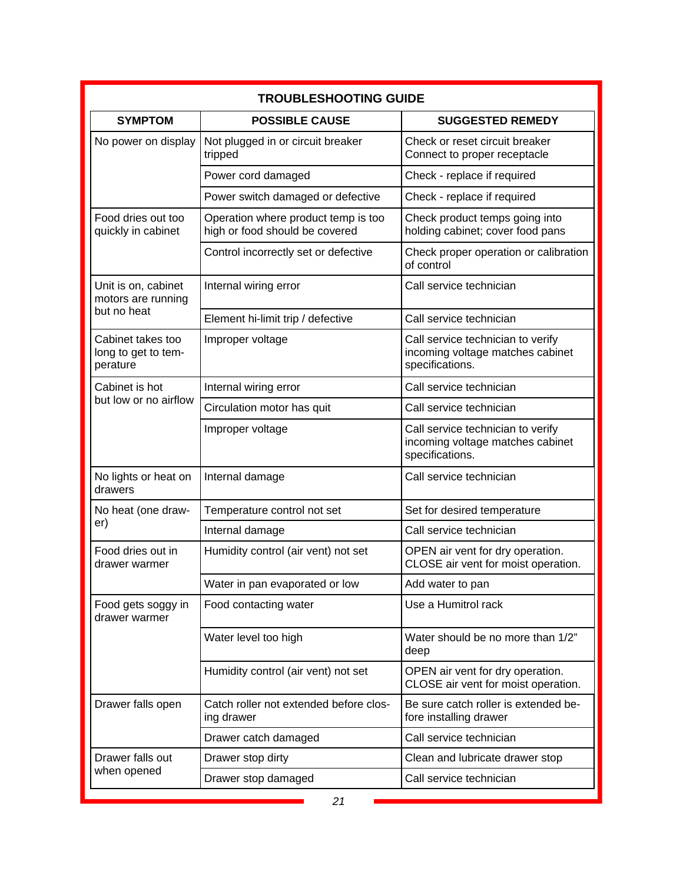## TROUBLESHOOTING GUIDE

| SYMPTOM | POSSIBLE CAUSE | SUGGESTED REMEDY |
|---|---|---|
| No power on display | Not plugged in or circuit breaker tripped | Check or reset circuit breaker Connect to proper receptacle |
| | Power cord damaged | Check - replace if required |
| | Power switch damaged or defective | Check - replace if required |
| Food dries out too quickly in cabinet | Operation where product temp is too high or food should be covered | Check product temps going into holding cabinet; cover food pans |
| | Control incorrectly set or defective | Check proper operation or calibration of control |
| Unit is on, cabinet motors are running but no heat | Internal wiring error | Call service technician |
| | Element hi-limit trip / defective | Call service technician |
| Cabinet takes too long to get to temperature | Improper voltage | Call service technician to verify incoming voltage matches cabinet specifications. |
| Cabinet is hot but low or no airflow | Internal wiring error | Call service technician |
| | Circulation motor has quit | Call service technician |
| | Improper voltage | Call service technician to verify incoming voltage matches cabinet specifications. |
| No lights or heat on drawers | Internal damage | Call service technician |
| No heat (one drawer) | Temperature control not set | Set for desired temperature |
| | Internal damage | Call service technician |
| Food dries out in drawer warmer | Humidity control (air vent) not set | OPEN air vent for dry operation. CLOSE air vent for moist operation. |
| | Water in pan evaporated or low | Add water to pan |
| Food gets soggy in drawer warmer | Food contacting water | Use a Humitrol rack |
| | Water level too high | Water should be no more than 1/2" deep |
| | Humidity control (air vent) not set | OPEN air vent for dry operation. CLOSE air vent for moist operation. |
| Drawer falls open | Catch roller not extended before closing drawer | Be sure catch roller is extended before installing drawer |
| | Drawer catch damaged | Call service technician |
| Drawer falls out when opened | Drawer stop dirty | Clean and lubricate drawer stop |
| | Drawer stop damaged | Call service technician |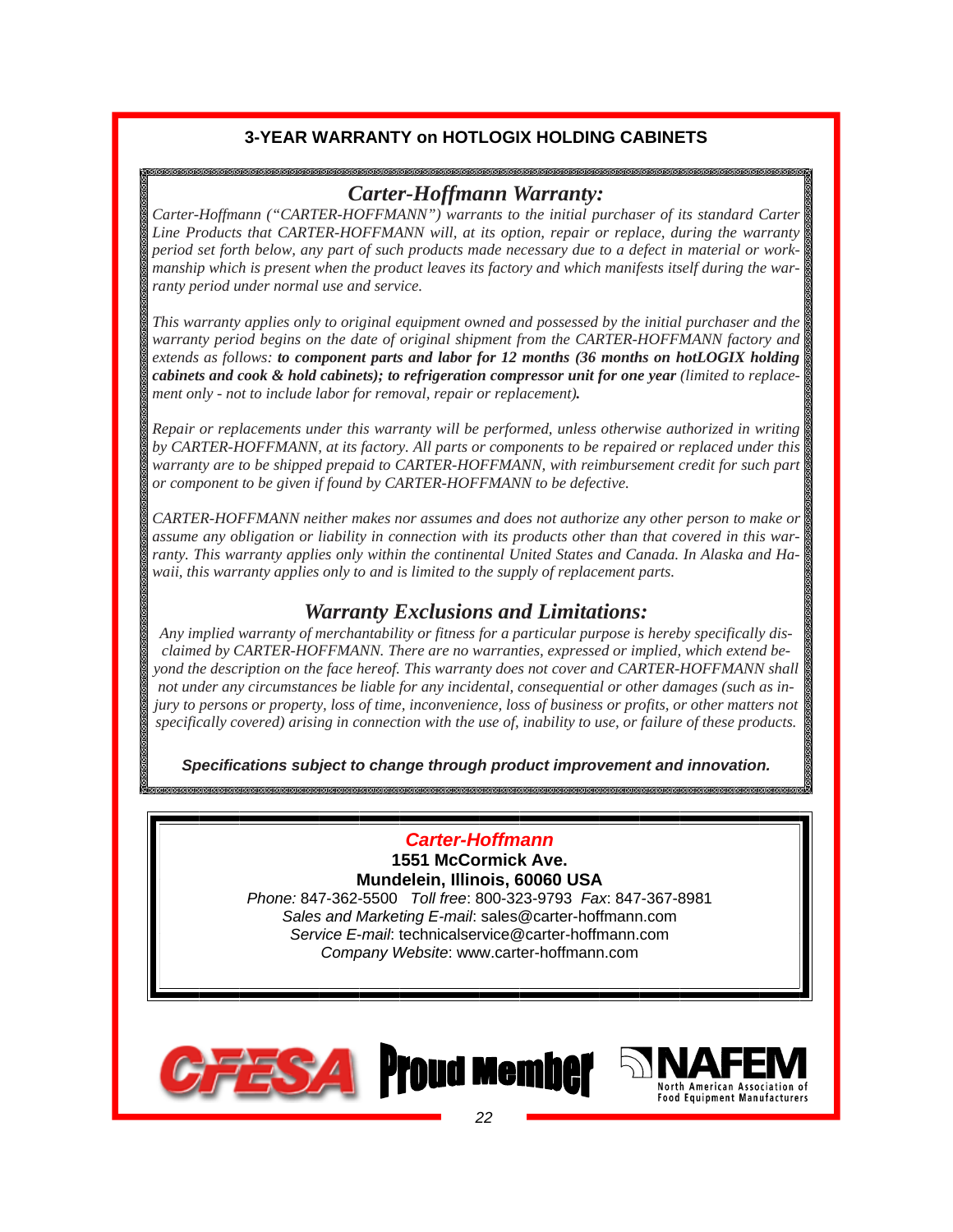## 3-YEAR WARRANTY on HOTLOGIX HOLDING CABINETS

## *Carter-Hoffmann Warranty:*

*Carter-Hoffmann ("CARTER-HOFFMANN") warrants to the initial purchaser of its standard Carter Line Products that CARTER-HOFFMANN will, at its option, repair or replace, during the warranty period set forth below, any part of such products made necessary due to a defect in material or workmanship which is present when the product leaves its factory and which manifests itself during the warranty period under normal use and service.*

*This warranty applies only to original equipment owned and possessed by the initial purchaser and the warranty period begins on the date of original shipment from the CARTER-HOFFMANN factory and extends as follows:* ***to component parts and labor for 12 months (36 months on hotLOGIX holding cabinets and cook & hold cabinets); to refrigeration compressor unit for one year*** *(limited to replacement only - not to include labor for removal, repair or replacement)****.***

*Repair or replacements under this warranty will be performed, unless otherwise authorized in writing by CARTER-HOFFMANN, at its factory. All parts or components to be repaired or replaced under this warranty are to be shipped prepaid to CARTER-HOFFMANN, with reimbursement credit for such part or component to be given if found by CARTER-HOFFMANN to be defective.*

*CARTER-HOFFMANN neither makes nor assumes and does not authorize any other person to make or assume any obligation or liability in connection with its products other than that covered in this warranty. This warranty applies only within the continental United States and Canada. In Alaska and Hawaii, this warranty applies only to and is limited to the supply of replacement parts.*

## *Warranty Exclusions and Limitations:*

*Any implied warranty of merchantability or fitness for a particular purpose is hereby specifically disclaimed by CARTER-HOFFMANN. There are no warranties, expressed or implied, which extend beyond the description on the face hereof. This warranty does not cover and CARTER-HOFFMANN shall not under any circumstances be liable for any incidental, consequential or other damages (such as injury to persons or property, loss of time, inconvenience, loss of business or profits, or other matters not specifically covered) arising in connection with the use of, inability to use, or failure of these products.*

***Specifications subject to change through product improvement and innovation.***

***Carter-Hoffmann***
**1551 McCormick Ave.**
**Mundelein, Illinois, 60060 USA**
*Phone:* 847-362-5500 *Toll free*: 800-323-9793 *Fax*: 847-367-8981
*Sales and Marketing E-mail*: sales@carter-hoffmann.com
*Service E-mail*: technicalservice@carter-hoffmann.com
*Company Website*: www.carter-hoffmann.com

CFESA Proud Member NAFEM North American Association of Food Equipment Manufacturers